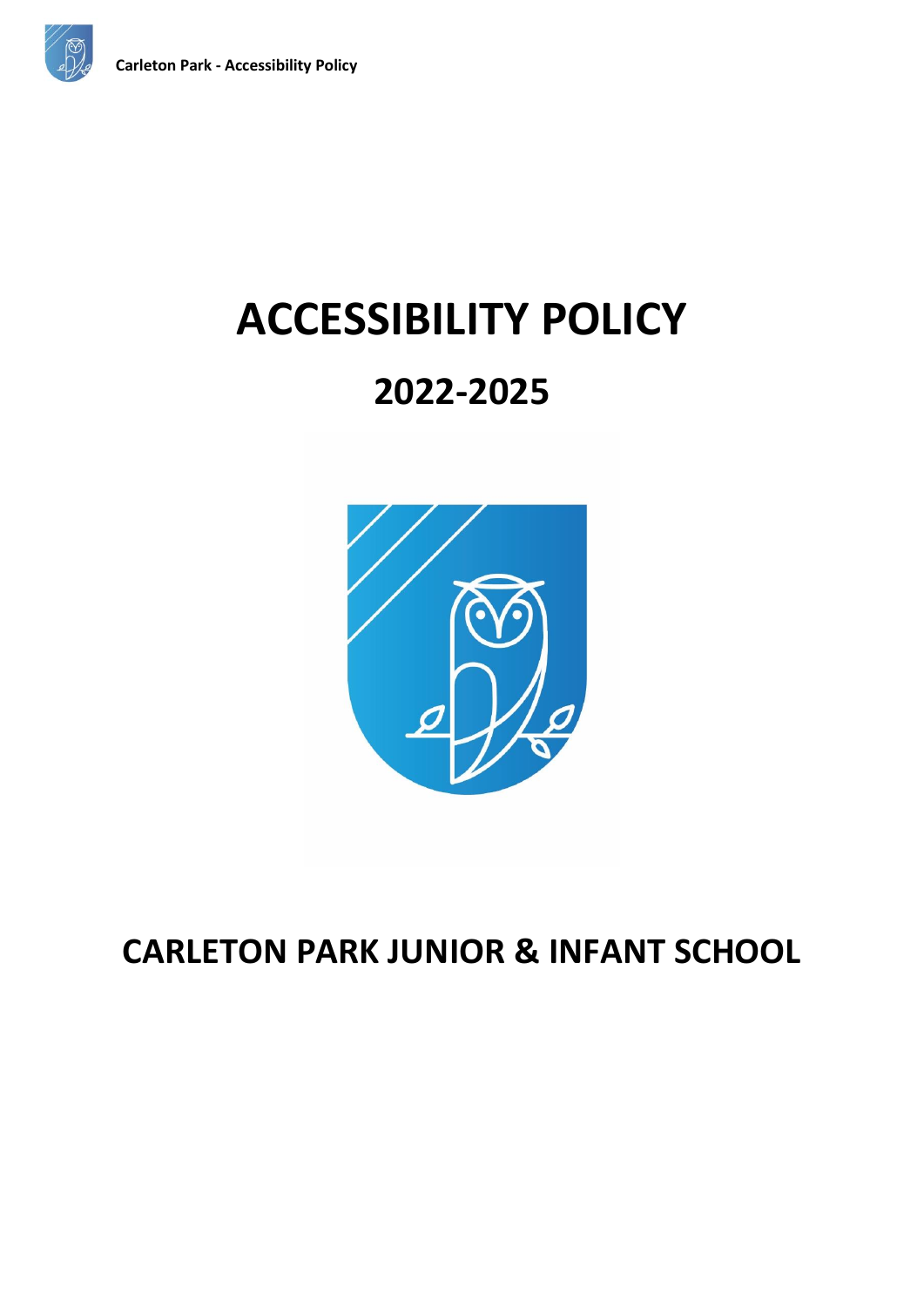# ACCESSIBILITY POLICY

## 2022-2025

## CARLETON PARK JUNIOR & INFANT SCHOOL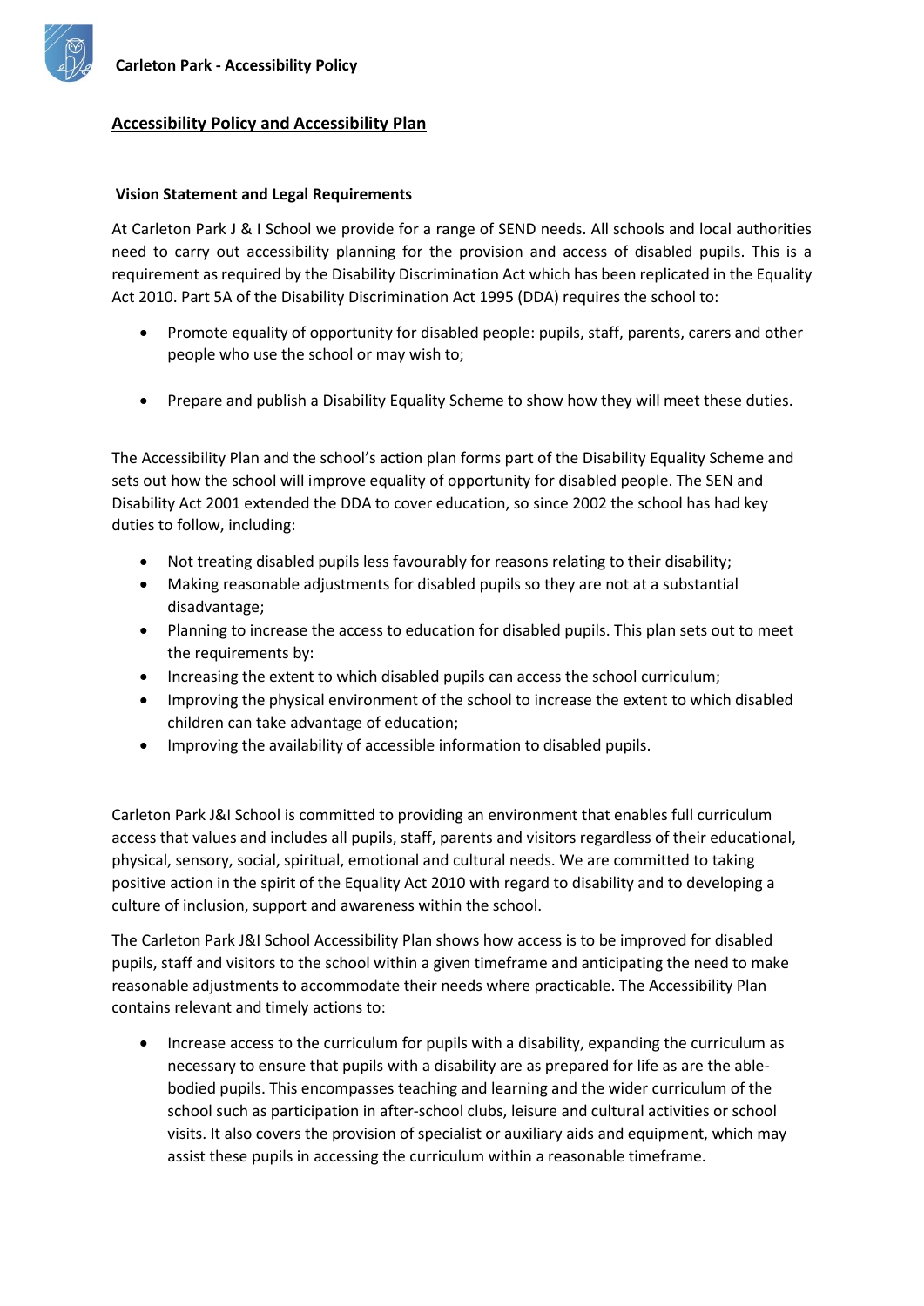## Accessibility Policy and Accessibility Plan

**Vision Statement and Legal Requirements**

At Carleton Park J & I School we provide for a range of SEND needs. All schools and local authorities need to carry out accessibility planning for the provision and access of disabled pupils. This is a requirement as required by the Disability Discrimination Act which has been replicated in the Equality Act 2010. Part 5A of the Disability Discrimination Act 1995 (DDA) requires the school to:

- Promote equality of opportunity for disabled people: pupils, staff, parents, carers and other people who use the school or may wish to;
- Prepare and publish a Disability Equality Scheme to show how they will meet these duties.

The Accessibility Plan and the school's action plan forms part of the Disability Equality Scheme and sets out how the school will improve equality of opportunity for disabled people. The SEN and Disability Act 2001 extended the DDA to cover education, so since 2002 the school has had key duties to follow, including:

- Not treating disabled pupils less favourably for reasons relating to their disability;
- Making reasonable adjustments for disabled pupils so they are not at a substantial disadvantage;
- Planning to increase the access to education for disabled pupils. This plan sets out to meet the requirements by:
- Increasing the extent to which disabled pupils can access the school curriculum;
- Improving the physical environment of the school to increase the extent to which disabled children can take advantage of education;
- Improving the availability of accessible information to disabled pupils.

Carleton Park J&I School is committed to providing an environment that enables full curriculum access that values and includes all pupils, staff, parents and visitors regardless of their educational, physical, sensory, social, spiritual, emotional and cultural needs. We are committed to taking positive action in the spirit of the Equality Act 2010 with regard to disability and to developing a culture of inclusion, support and awareness within the school.

The Carleton Park J&I School Accessibility Plan shows how access is to be improved for disabled pupils, staff and visitors to the school within a given timeframe and anticipating the need to make reasonable adjustments to accommodate their needs where practicable. The Accessibility Plan contains relevant and timely actions to:

- Increase access to the curriculum for pupils with a disability, expanding the curriculum as necessary to ensure that pupils with a disability are as prepared for life as are the able-bodied pupils. This encompasses teaching and learning and the wider curriculum of the school such as participation in after-school clubs, leisure and cultural activities or school visits. It also covers the provision of specialist or auxiliary aids and equipment, which may assist these pupils in accessing the curriculum within a reasonable timeframe.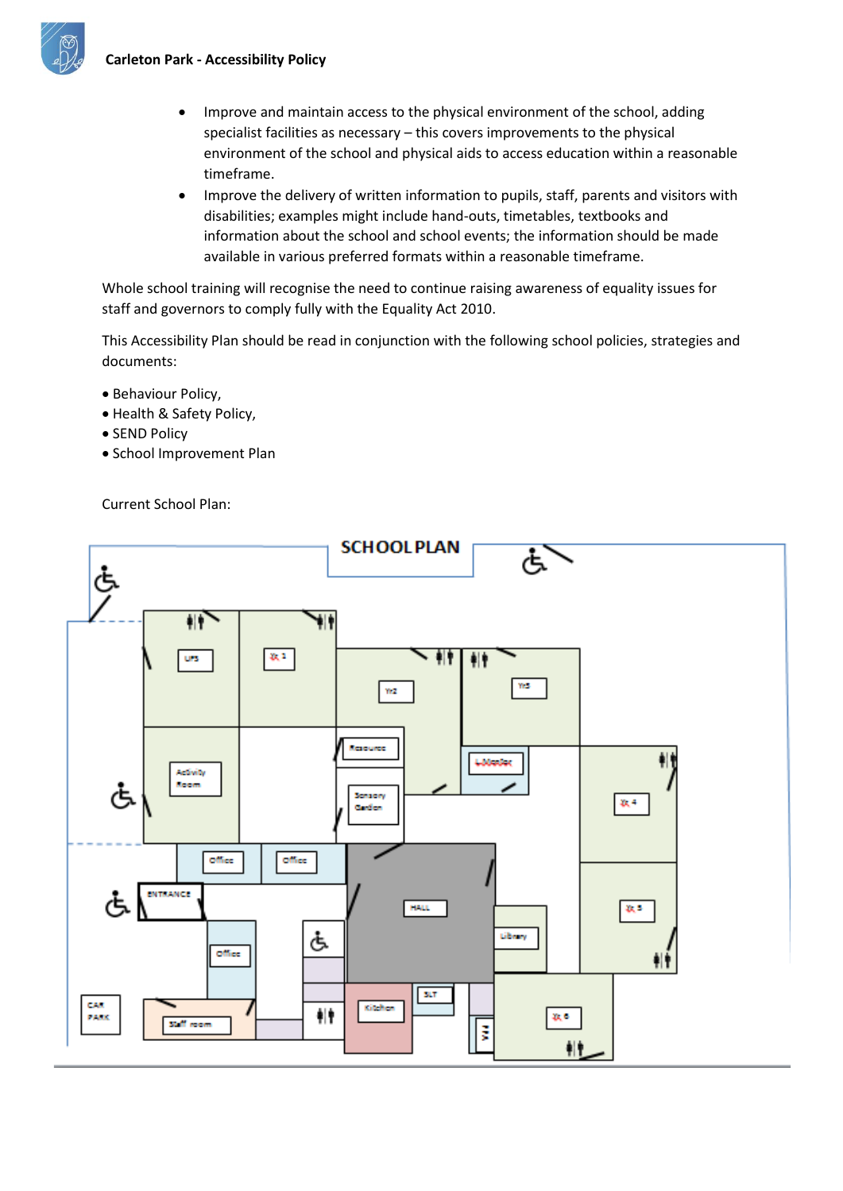- Improve and maintain access to the physical environment of the school, adding specialist facilities as necessary – this covers improvements to the physical environment of the school and physical aids to access education within a reasonable timeframe.
- Improve the delivery of written information to pupils, staff, parents and visitors with disabilities; examples might include hand-outs, timetables, textbooks and information about the school and school events; the information should be made available in various preferred formats within a reasonable timeframe.

Whole school training will recognise the need to continue raising awareness of equality issues for staff and governors to comply fully with the Equality Act 2010.

This Accessibility Plan should be read in conjunction with the following school policies, strategies and documents:

- Behaviour Policy,
- Health & Safety Policy,
- SEND Policy
- School Improvement Plan

Current School Plan:

SCHOOL PLAN

UFS
Yr 1
Yr2
Yr3
Activity Room
Resource
Sensory Garden
L.Mentor
Yr 4
Office
Office
ENTRANCE
HALL
Yr 5
Office
Library
SLT
Kitchen
CAR PARK
Staff room
Yr 6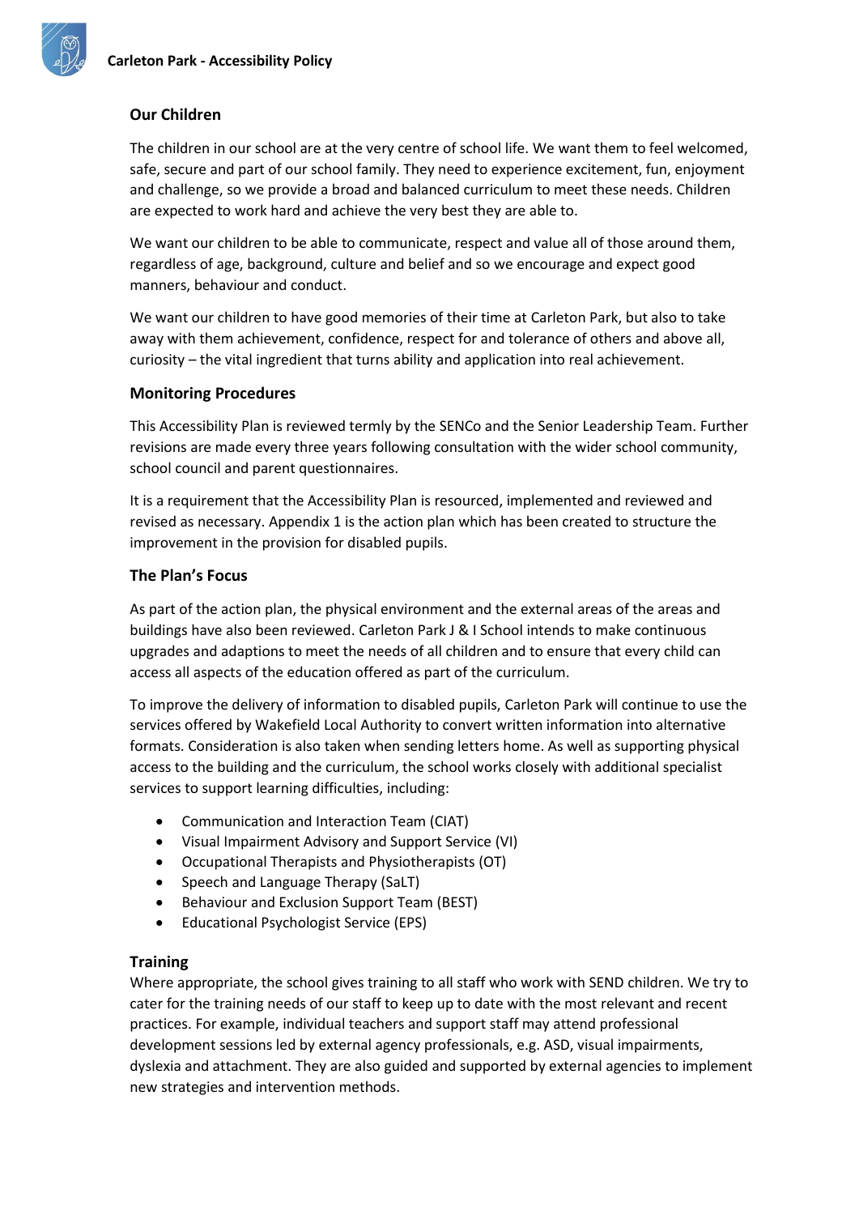## Our Children

The children in our school are at the very centre of school life. We want them to feel welcomed, safe, secure and part of our school family. They need to experience excitement, fun, enjoyment and challenge, so we provide a broad and balanced curriculum to meet these needs. Children are expected to work hard and achieve the very best they are able to.

We want our children to be able to communicate, respect and value all of those around them, regardless of age, background, culture and belief and so we encourage and expect good manners, behaviour and conduct.

We want our children to have good memories of their time at Carleton Park, but also to take away with them achievement, confidence, respect for and tolerance of others and above all, curiosity – the vital ingredient that turns ability and application into real achievement.

## Monitoring Procedures

This Accessibility Plan is reviewed termly by the SENCo and the Senior Leadership Team. Further revisions are made every three years following consultation with the wider school community, school council and parent questionnaires.

It is a requirement that the Accessibility Plan is resourced, implemented and reviewed and revised as necessary. Appendix 1 is the action plan which has been created to structure the improvement in the provision for disabled pupils.

## The Plan's Focus

As part of the action plan, the physical environment and the external areas of the areas and buildings have also been reviewed. Carleton Park J & I School intends to make continuous upgrades and adaptions to meet the needs of all children and to ensure that every child can access all aspects of the education offered as part of the curriculum.

To improve the delivery of information to disabled pupils, Carleton Park will continue to use the services offered by Wakefield Local Authority to convert written information into alternative formats. Consideration is also taken when sending letters home. As well as supporting physical access to the building and the curriculum, the school works closely with additional specialist services to support learning difficulties, including:

- Communication and Interaction Team (CIAT)
- Visual Impairment Advisory and Support Service (VI)
- Occupational Therapists and Physiotherapists (OT)
- Speech and Language Therapy (SaLT)
- Behaviour and Exclusion Support Team (BEST)
- Educational Psychologist Service (EPS)

## Training

Where appropriate, the school gives training to all staff who work with SEND children. We try to cater for the training needs of our staff to keep up to date with the most relevant and recent practices. For example, individual teachers and support staff may attend professional development sessions led by external agency professionals, e.g. ASD, visual impairments, dyslexia and attachment. They are also guided and supported by external agencies to implement new strategies and intervention methods.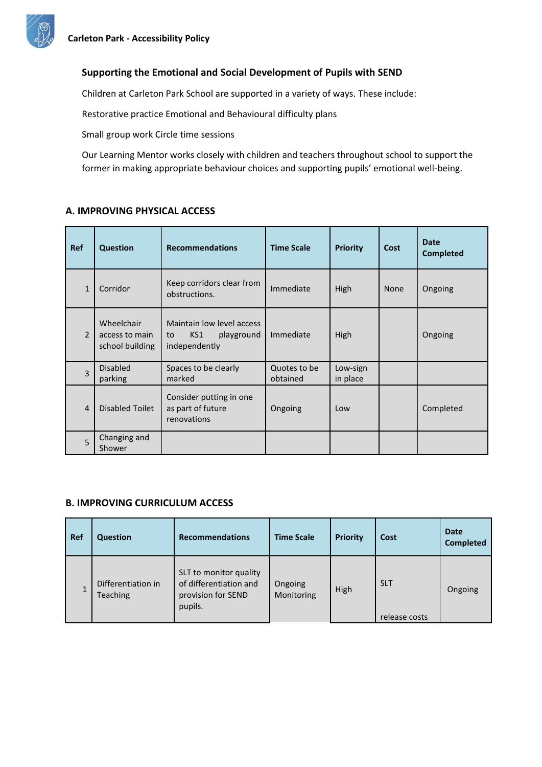### Supporting the Emotional and Social Development of Pupils with SEND

Children at Carleton Park School are supported in a variety of ways. These include:

Restorative practice Emotional and Behavioural difficulty plans

Small group work Circle time sessions

Our Learning Mentor works closely with children and teachers throughout school to support the former in making appropriate behaviour choices and supporting pupils' emotional well-being.

## A. IMPROVING PHYSICAL ACCESS

| Ref | Question | Recommendations | Time Scale | Priority | Cost | Date Completed |
|---|---|---|---|---|---|---|
| 1 | Corridor | Keep corridors clear from obstructions. | Immediate | High | None | Ongoing |
| 2 | Wheelchair access to main school building | Maintain low level access to KS1 playground independently | Immediate | High | | Ongoing |
| 3 | Disabled parking | Spaces to be clearly marked | Quotes to be obtained | Low-sign in place | | |
| 4 | Disabled Toilet | Consider putting in one as part of future renovations | Ongoing | Low | | Completed |
| 5 | Changing and Shower | | | | | |

## B. IMPROVING CURRICULUM ACCESS

| Ref | Question | Recommendations | Time Scale | Priority | Cost | Date Completed |
|---|---|---|---|---|---|---|
| 1 | Differentiation in Teaching | SLT to monitor quality of differentiation and provision for SEND pupils. | Ongoing Monitoring | High | SLT release costs | Ongoing |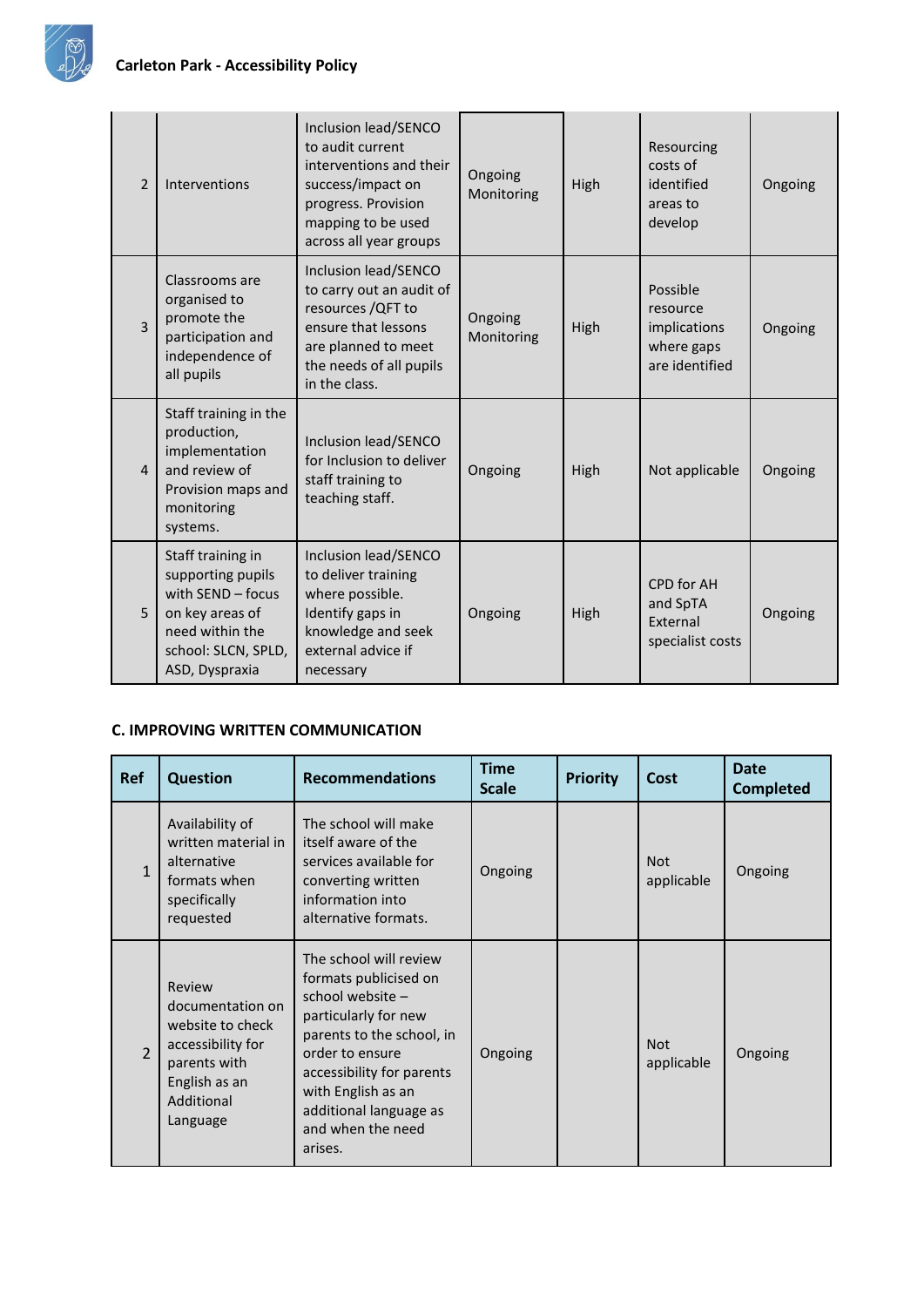| | | | | | | |
|---|---|---|---|---|---|---|
| 2 | Interventions | Inclusion lead/SENCO to audit current interventions and their success/impact on progress. Provision mapping to be used across all year groups | Ongoing Monitoring | High | Resourcing costs of identified areas to develop | Ongoing |
| 3 | Classrooms are organised to promote the participation and independence of all pupils | Inclusion lead/SENCO to carry out an audit of resources /QFT to ensure that lessons are planned to meet the needs of all pupils in the class. | Ongoing Monitoring | High | Possible resource implications where gaps are identified | Ongoing |
| 4 | Staff training in the production, implementation and review of Provision maps and monitoring systems. | Inclusion lead/SENCO for Inclusion to deliver staff training to teaching staff. | Ongoing | High | Not applicable | Ongoing |
| 5 | Staff training in supporting pupils with SEND – focus on key areas of need within the school: SLCN, SPLD, ASD, Dyspraxia | Inclusion lead/SENCO to deliver training where possible. Identify gaps in knowledge and seek external advice if necessary | Ongoing | High | CPD for AH and SpTA External specialist costs | Ongoing |

### C. IMPROVING WRITTEN COMMUNICATION

| Ref | Question | Recommendations | Time Scale | Priority | Cost | Date Completed |
|---|---|---|---|---|---|---|
| 1 | Availability of written material in alternative formats when specifically requested | The school will make itself aware of the services available for converting written information into alternative formats. | Ongoing | | Not applicable | Ongoing |
| 2 | Review documentation on website to check accessibility for parents with English as an Additional Language | The school will review formats publicised on school website – particularly for new parents to the school, in order to ensure accessibility for parents with English as an additional language as and when the need arises. | Ongoing | | Not applicable | Ongoing |